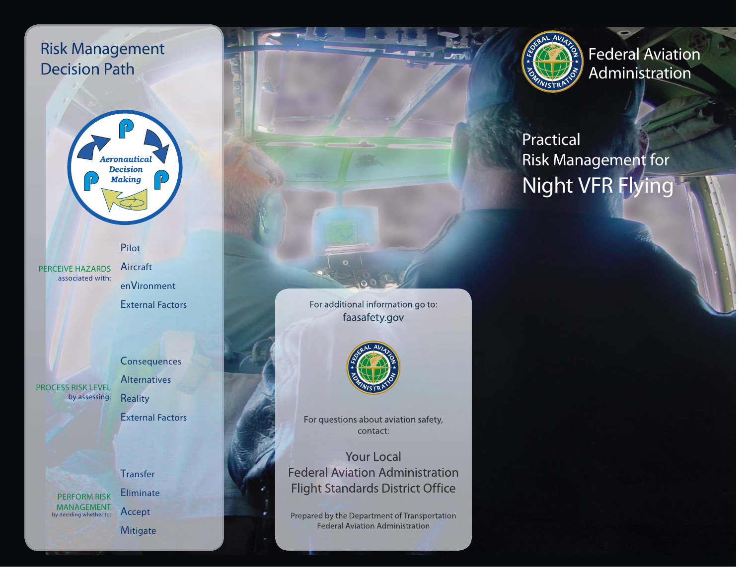# Practical Risk Management for Night VFR Flying

Federal Aviation Administration

## Risk Management Decision Path

Aeronautical Decision Making

**PERCEIVE HAZARDS** associated with:

- Pilot
- Aircraft
- enVironment
- External Factors

**PROCESS RISK LEVEL** by assessing:

- Consequences
- Alternatives
- Reality
- External Factors

**PERFORM RISK MANAGEMENT** by deciding whether to:

- Transfer
- Eliminate
- Accept
- Mitigate

For additional information go to:
faasafety.gov

For questions about aviation safety, contact:

Your Local
Federal Aviation Administration
Flight Standards District Office

Prepared by the Department of Transportation
Federal Aviation Administration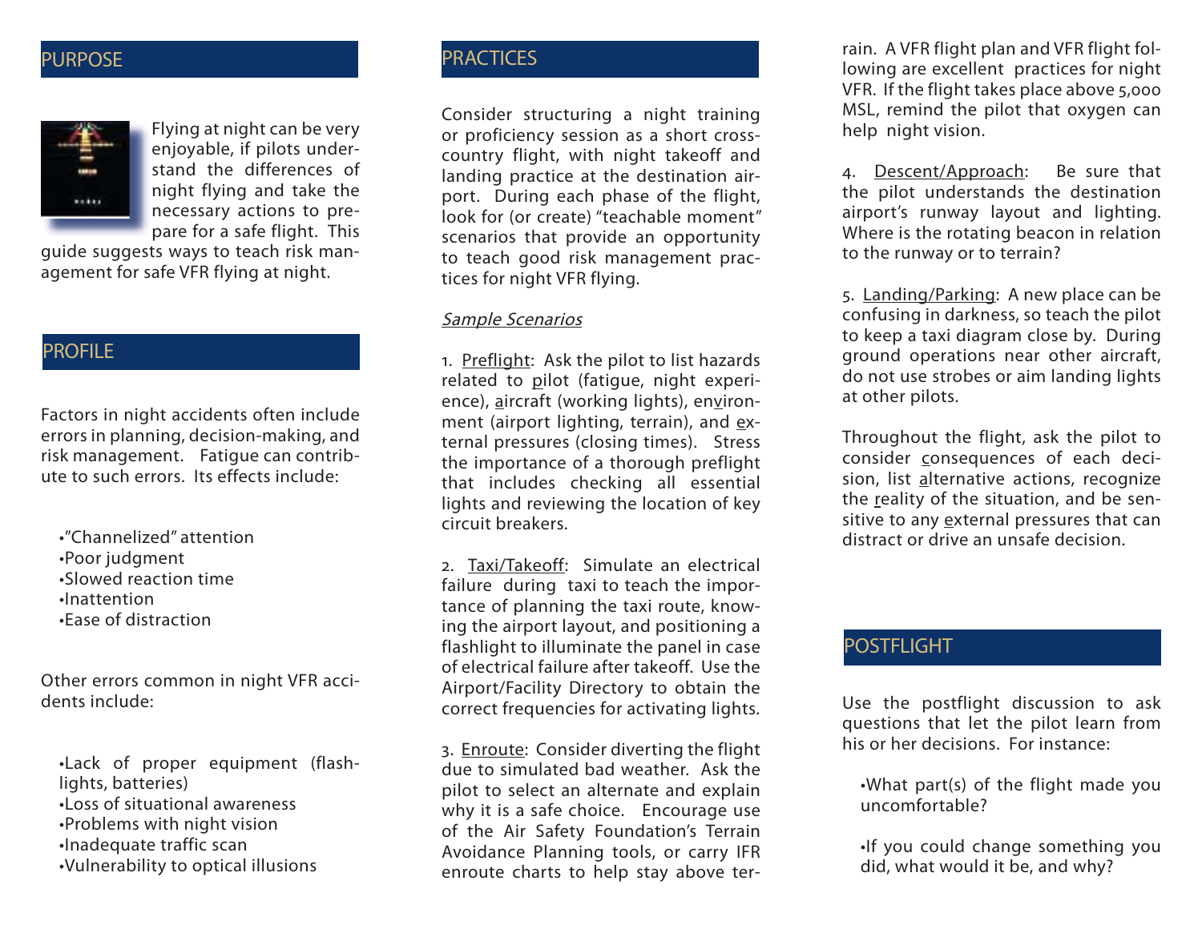## PURPOSE

Flying at night can be very enjoyable, if pilots understand the differences of night flying and take the necessary actions to prepare for a safe flight. This guide suggests ways to teach risk management for safe VFR flying at night.

## PROFILE

Factors in night accidents often include errors in planning, decision-making, and risk management. Fatigue can contribute to such errors. Its effects include:

- "Channelized" attention
- Poor judgment
- Slowed reaction time
- Inattention
- Ease of distraction

Other errors common in night VFR accidents include:

- Lack of proper equipment (flashlights, batteries)
- Loss of situational awareness
- Problems with night vision
- Inadequate traffic scan
- Vulnerability to optical illusions

## PRACTICES

Consider structuring a night training or proficiency session as a short cross-country flight, with night takeoff and landing practice at the destination airport. During each phase of the flight, look for (or create) "teachable moment" scenarios that provide an opportunity to teach good risk management practices for night VFR flying.

*Sample Scenarios*

1. Preflight: Ask the pilot to list hazards related to pilot (fatigue, night experience), aircraft (working lights), environment (airport lighting, terrain), and external pressures (closing times). Stress the importance of a thorough preflight that includes checking all essential lights and reviewing the location of key circuit breakers.

2. Taxi/Takeoff: Simulate an electrical failure during taxi to teach the importance of planning the taxi route, knowing the airport layout, and positioning a flashlight to illuminate the panel in case of electrical failure after takeoff. Use the Airport/Facility Directory to obtain the correct frequencies for activating lights.

3. Enroute: Consider diverting the flight due to simulated bad weather. Ask the pilot to select an alternate and explain why it is a safe choice. Encourage use of the Air Safety Foundation's Terrain Avoidance Planning tools, or carry IFR enroute charts to help stay above terrain. A VFR flight plan and VFR flight following are excellent practices for night VFR. If the flight takes place above 5,000 MSL, remind the pilot that oxygen can help night vision.

4. Descent/Approach: Be sure that the pilot understands the destination airport's runway layout and lighting. Where is the rotating beacon in relation to the runway or to terrain?

5. Landing/Parking: A new place can be confusing in darkness, so teach the pilot to keep a taxi diagram close by. During ground operations near other aircraft, do not use strobes or aim landing lights at other pilots.

Throughout the flight, ask the pilot to consider consequences of each decision, list alternative actions, recognize the reality of the situation, and be sensitive to any external pressures that can distract or drive an unsafe decision.

## POSTFLIGHT

Use the postflight discussion to ask questions that let the pilot learn from his or her decisions. For instance:

- What part(s) of the flight made you uncomfortable?
- If you could change something you did, what would it be, and why?